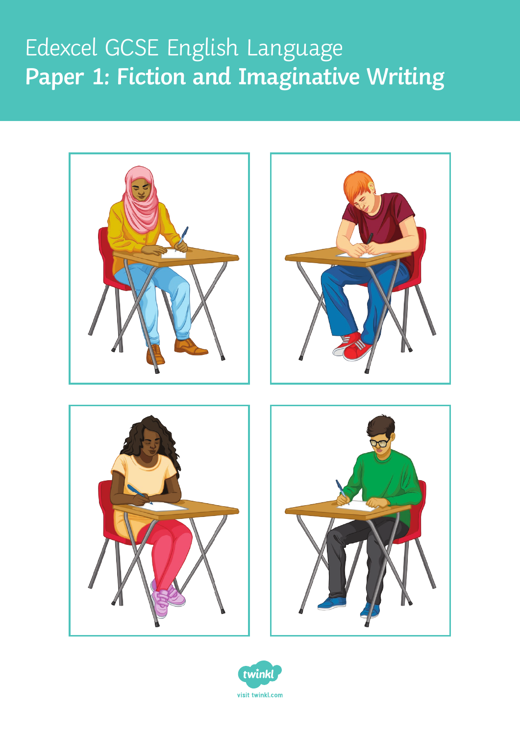Edexcel GCSE English Language

# Paper 1: Fiction and Imaginative Writing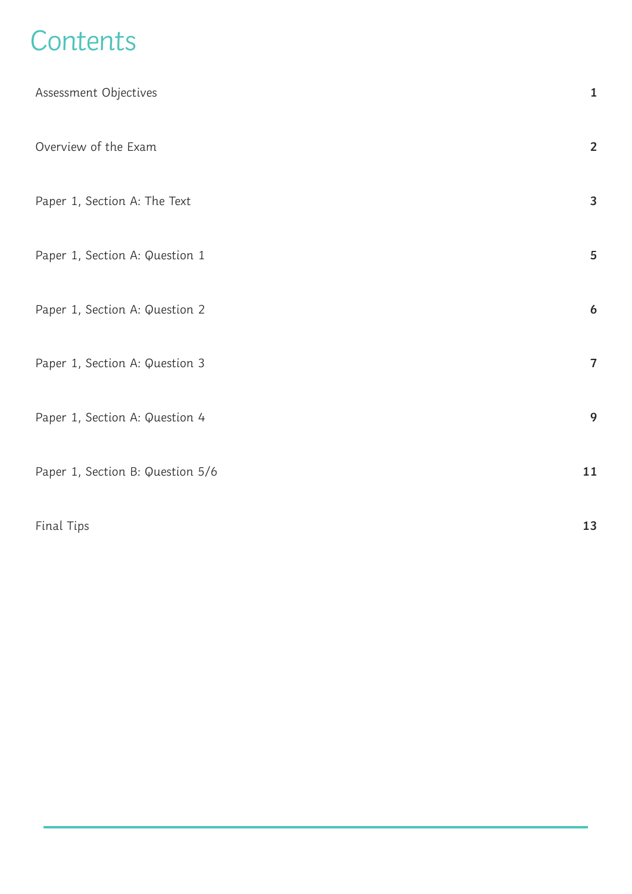# Contents

| | |
|---|---|
| Assessment Objectives | 1 |
| Overview of the Exam | 2 |
| Paper 1, Section A: The Text | 3 |
| Paper 1, Section A: Question 1 | 5 |
| Paper 1, Section A: Question 2 | 6 |
| Paper 1, Section A: Question 3 | 7 |
| Paper 1, Section A: Question 4 | 9 |
| Paper 1, Section B: Question 5/6 | 11 |
| Final Tips | 13 |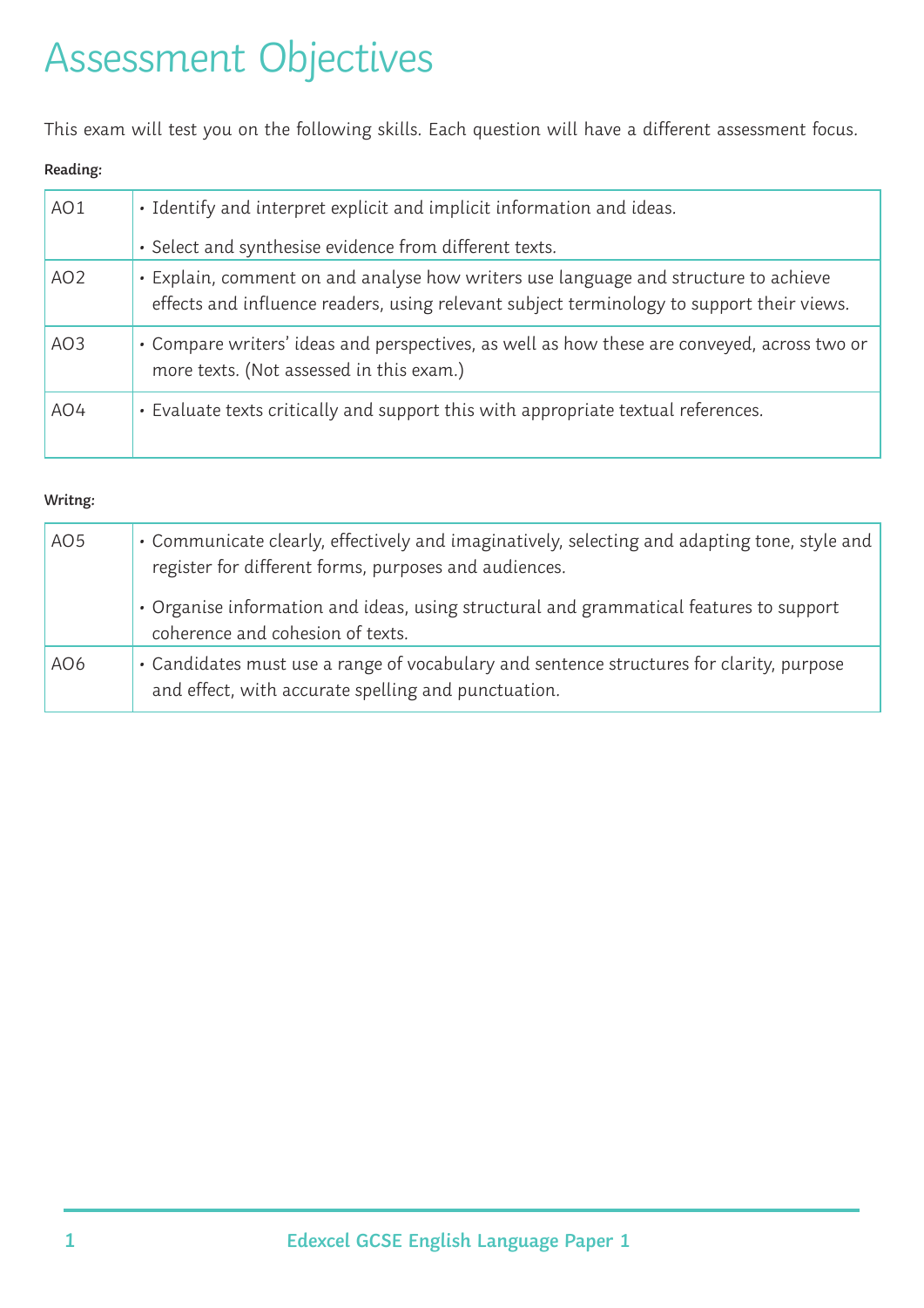# Assessment Objectives

This exam will test you on the following skills. Each question will have a different assessment focus.

**Reading:**

| | |
|---|---|
| AO1 | • Identify and interpret explicit and implicit information and ideas.<br>• Select and synthesise evidence from different texts. |
| AO2 | • Explain, comment on and analyse how writers use language and structure to achieve effects and influence readers, using relevant subject terminology to support their views. |
| AO3 | • Compare writers' ideas and perspectives, as well as how these are conveyed, across two or more texts. (Not assessed in this exam.) |
| AO4 | • Evaluate texts critically and support this with appropriate textual references. |

**Writng:**

| | |
|---|---|
| AO5 | • Communicate clearly, effectively and imaginatively, selecting and adapting tone, style and register for different forms, purposes and audiences.<br>• Organise information and ideas, using structural and grammatical features to support coherence and cohesion of texts. |
| AO6 | • Candidates must use a range of vocabulary and sentence structures for clarity, purpose and effect, with accurate spelling and punctuation. |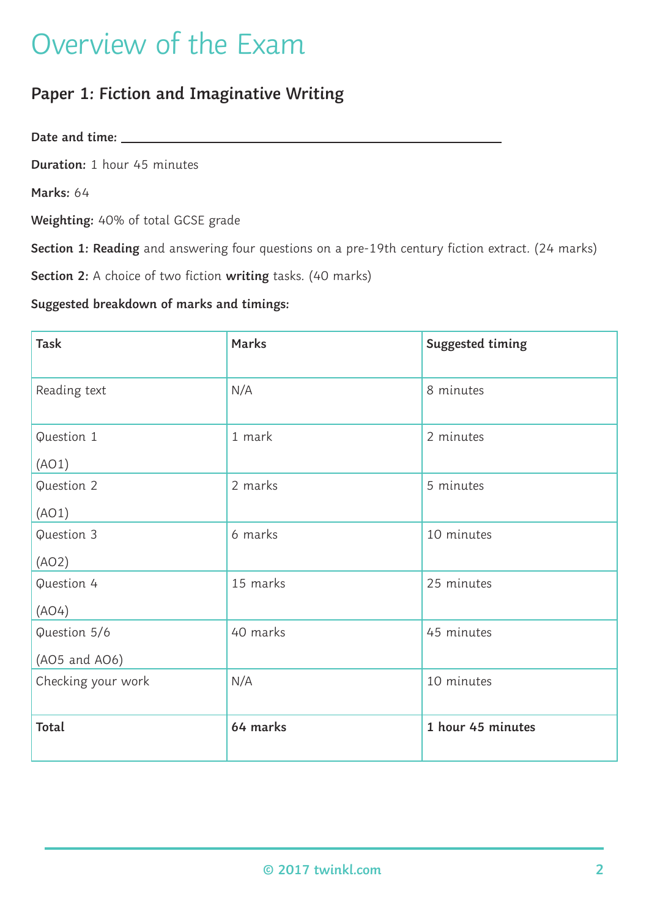# Overview of the Exam

## Paper 1: Fiction and Imaginative Writing

**Date and time:** ______________________________

**Duration:** 1 hour 45 minutes

**Marks:** 64

**Weighting:** 40% of total GCSE grade

**Section 1: Reading** and answering four questions on a pre-19th century fiction extract. (24 marks)

**Section 2:** A choice of two fiction **writing** tasks. (40 marks)

**Suggested breakdown of marks and timings:**

| Task | Marks | Suggested timing |
|---|---|---|
| Reading text | N/A | 8 minutes |
| Question 1 (AO1) | 1 mark | 2 minutes |
| Question 2 (AO1) | 2 marks | 5 minutes |
| Question 3 (AO2) | 6 marks | 10 minutes |
| Question 4 (AO4) | 15 marks | 25 minutes |
| Question 5/6 (AO5 and AO6) | 40 marks | 45 minutes |
| Checking your work | N/A | 10 minutes |
| **Total** | **64 marks** | **1 hour 45 minutes** |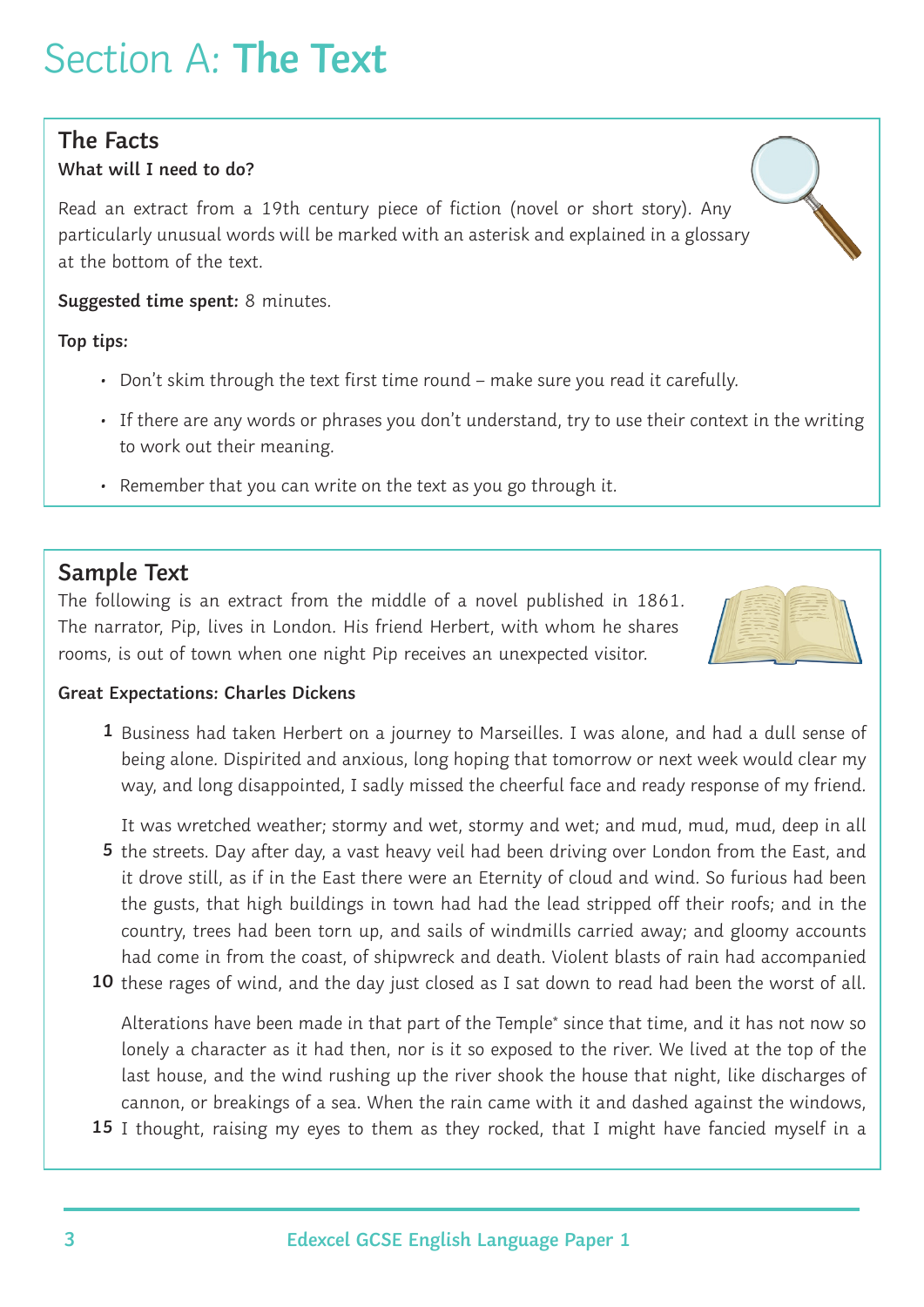# Section A: **The Text**

## The Facts

**What will I need to do?**

Read an extract from a 19th century piece of fiction (novel or short story). Any particularly unusual words will be marked with an asterisk and explained in a glossary at the bottom of the text.

**Suggested time spent:** 8 minutes.

**Top tips:**

- Don't skim through the text first time round – make sure you read it carefully.
- If there are any words or phrases you don't understand, try to use their context in the writing to work out their meaning.
- Remember that you can write on the text as you go through it.

## Sample Text

The following is an extract from the middle of a novel published in 1861. The narrator, Pip, lives in London. His friend Herbert, with whom he shares rooms, is out of town when one night Pip receives an unexpected visitor.

**Great Expectations: Charles Dickens**

**1** Business had taken Herbert on a journey to Marseilles. I was alone, and had a dull sense of being alone. Dispirited and anxious, long hoping that tomorrow or next week would clear my way, and long disappointed, I sadly missed the cheerful face and ready response of my friend.

It was wretched weather; stormy and wet, stormy and wet; and mud, mud, mud, deep in all **5** the streets. Day after day, a vast heavy veil had been driving over London from the East, and it drove still, as if in the East there were an Eternity of cloud and wind. So furious had been the gusts, that high buildings in town had had the lead stripped off their roofs; and in the country, trees had been torn up, and sails of windmills carried away; and gloomy accounts had come in from the coast, of shipwreck and death. Violent blasts of rain had accompanied **10** these rages of wind, and the day just closed as I sat down to read had been the worst of all.

Alterations have been made in that part of the Temple* since that time, and it has not now so lonely a character as it had then, nor is it so exposed to the river. We lived at the top of the last house, and the wind rushing up the river shook the house that night, like discharges of cannon, or breakings of a sea. When the rain came with it and dashed against the windows, **15** I thought, raising my eyes to them as they rocked, that I might have fancied myself in a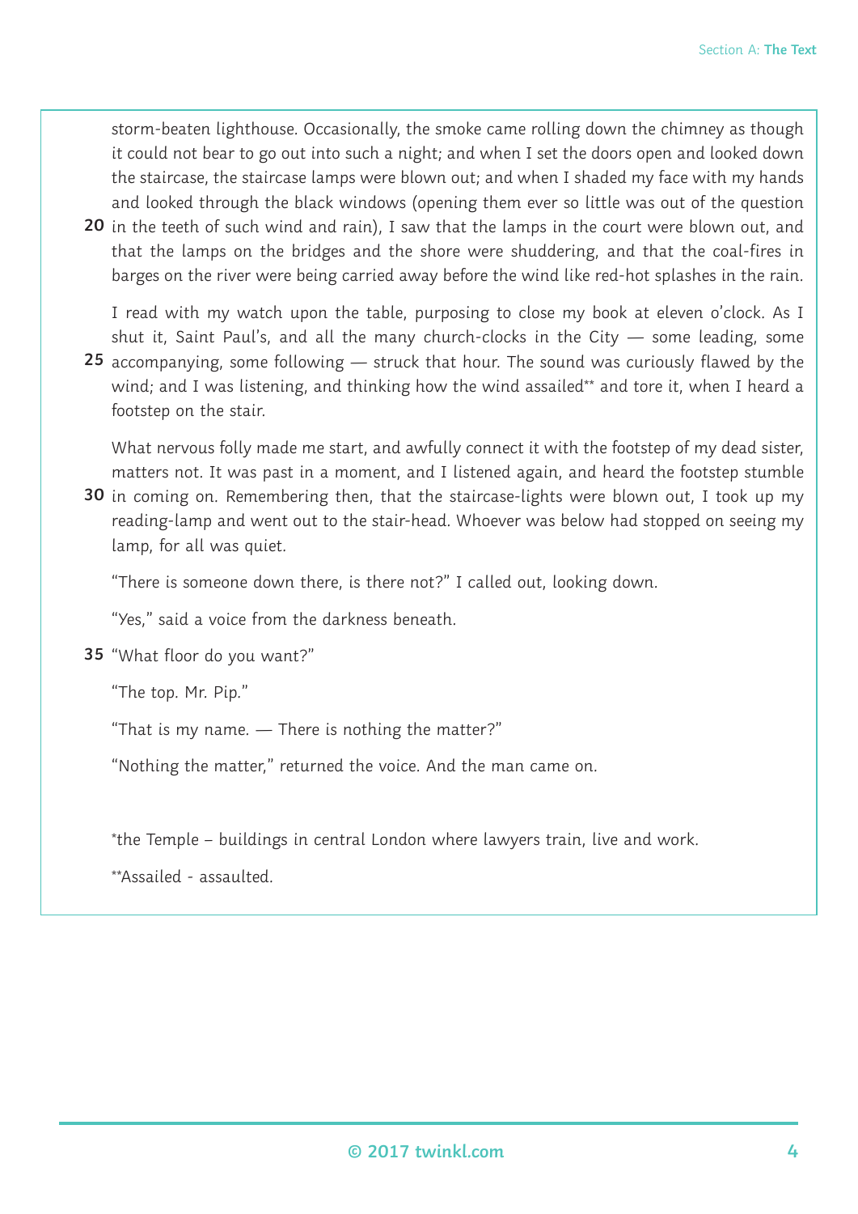storm-beaten lighthouse. Occasionally, the smoke came rolling down the chimney as though it could not bear to go out into such a night; and when I set the doors open and looked down the staircase, the staircase lamps were blown out; and when I shaded my face with my hands and looked through the black windows (opening them ever so little was out of the question in the teeth of such wind and rain), I saw that the lamps in the court were blown out, and that the lamps on the bridges and the shore were shuddering, and that the coal-fires in barges on the river were being carried away before the wind like red-hot splashes in the rain.

I read with my watch upon the table, purposing to close my book at eleven o'clock. As I shut it, Saint Paul's, and all the many church-clocks in the City — some leading, some accompanying, some following — struck that hour. The sound was curiously flawed by the wind; and I was listening, and thinking how the wind assailed** and tore it, when I heard a footstep on the stair.

What nervous folly made me start, and awfully connect it with the footstep of my dead sister, matters not. It was past in a moment, and I listened again, and heard the footstep stumble in coming on. Remembering then, that the staircase-lights were blown out, I took up my reading-lamp and went out to the stair-head. Whoever was below had stopped on seeing my lamp, for all was quiet.

"There is someone down there, is there not?" I called out, looking down.

"Yes," said a voice from the darkness beneath.

"What floor do you want?"

"The top. Mr. Pip."

"That is my name. — There is nothing the matter?"

"Nothing the matter," returned the voice. And the man came on.

*the Temple – buildings in central London where lawyers train, live and work.

**Assailed - assaulted.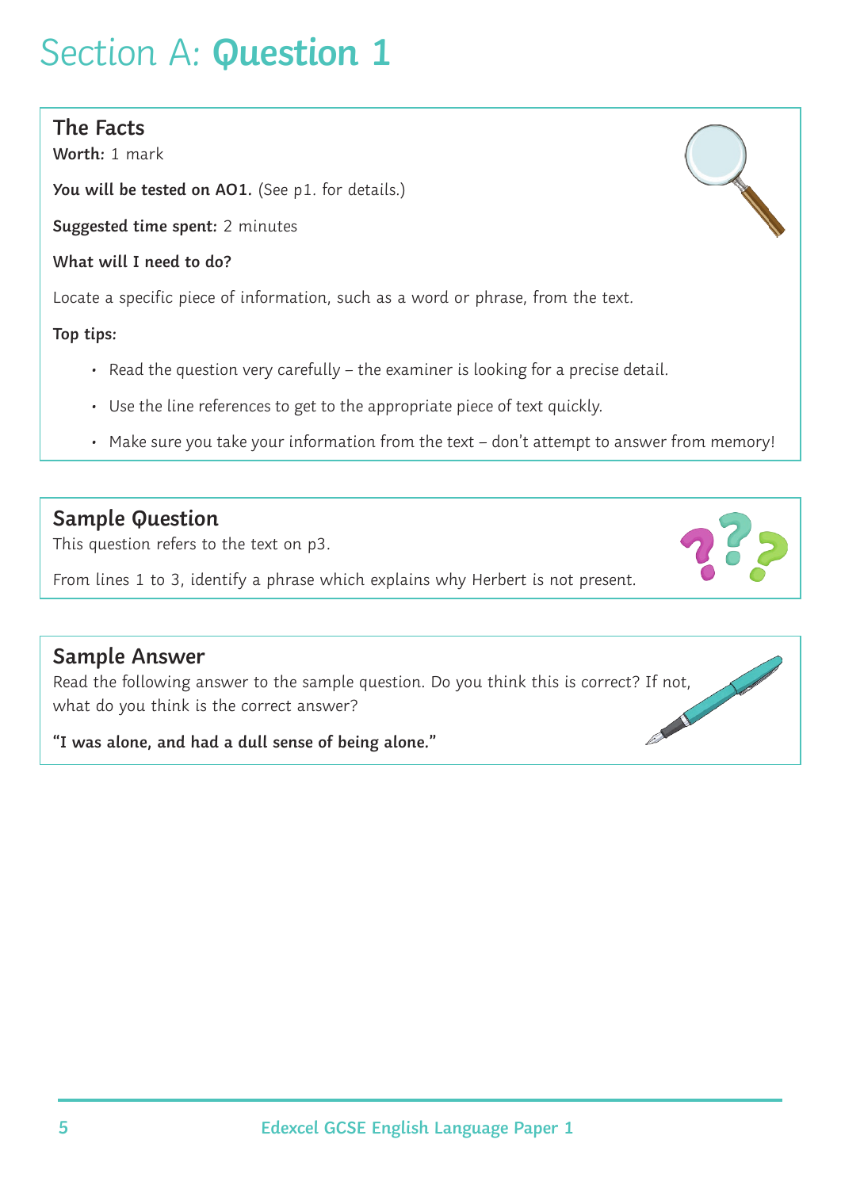# Section A: **Question 1**

## The Facts

**Worth:** 1 mark

**You will be tested on AO1.** (See p1. for details.)

**Suggested time spent:** 2 minutes

**What will I need to do?**

Locate a specific piece of information, such as a word or phrase, from the text.

**Top tips:**

- Read the question very carefully – the examiner is looking for a precise detail.
- Use the line references to get to the appropriate piece of text quickly.
- Make sure you take your information from the text – don't attempt to answer from memory!

## Sample Question

This question refers to the text on p3.

From lines 1 to 3, identify a phrase which explains why Herbert is not present.

## Sample Answer

Read the following answer to the sample question. Do you think this is correct? If not, what do you think is the correct answer?

**"I was alone, and had a dull sense of being alone."**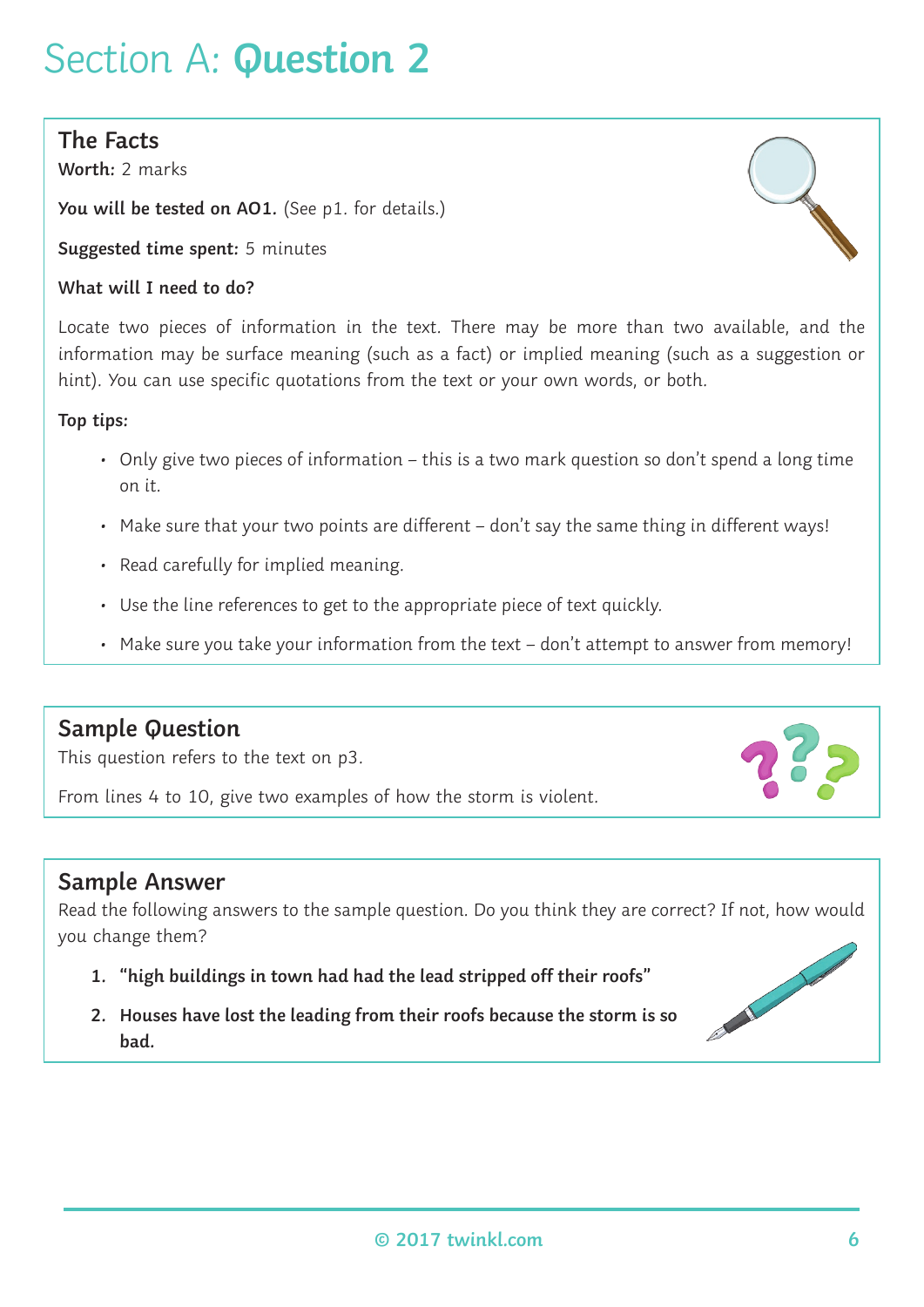# Section A: **Question 2**

## The Facts

**Worth:** 2 marks

**You will be tested on AO1.** (See p1. for details.)

**Suggested time spent:** 5 minutes

**What will I need to do?**

Locate two pieces of information in the text. There may be more than two available, and the information may be surface meaning (such as a fact) or implied meaning (such as a suggestion or hint). You can use specific quotations from the text or your own words, or both.

**Top tips:**

- Only give two pieces of information – this is a two mark question so don't spend a long time on it.
- Make sure that your two points are different – don't say the same thing in different ways!
- Read carefully for implied meaning.
- Use the line references to get to the appropriate piece of text quickly.
- Make sure you take your information from the text – don't attempt to answer from memory!

## Sample Question

This question refers to the text on p3.

From lines 4 to 10, give two examples of how the storm is violent.

## Sample Answer

Read the following answers to the sample question. Do you think they are correct? If not, how would you change them?

1. **"high buildings in town had had the lead stripped off their roofs"**
2. **Houses have lost the leading from their roofs because the storm is so bad.**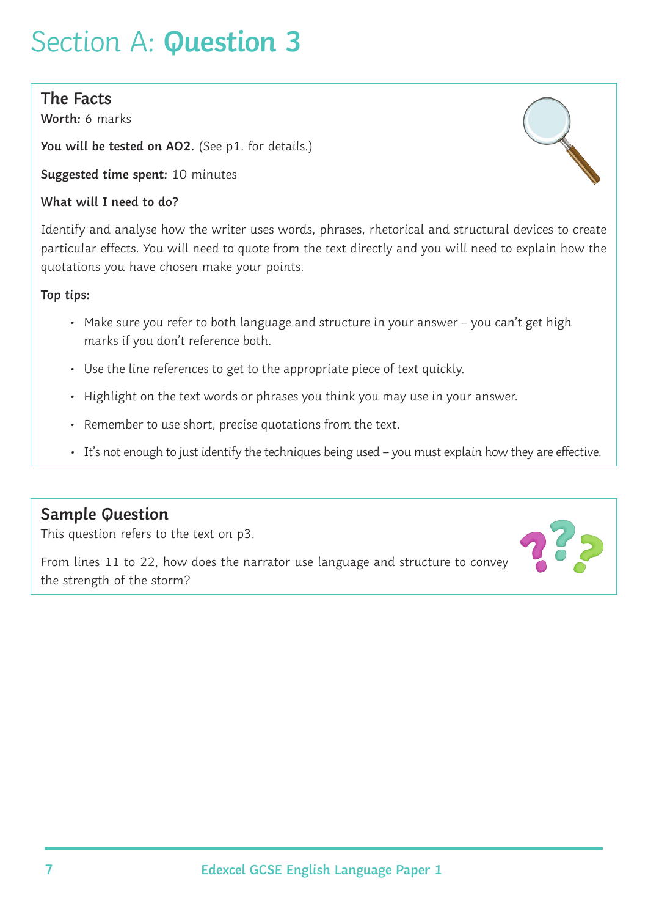# Section A: **Question 3**

## The Facts

**Worth:** 6 marks

**You will be tested on AO2.** (See p1. for details.)

**Suggested time spent:** 10 minutes

**What will I need to do?**

Identify and analyse how the writer uses words, phrases, rhetorical and structural devices to create particular effects. You will need to quote from the text directly and you will need to explain how the quotations you have chosen make your points.

**Top tips:**

- Make sure you refer to both language and structure in your answer – you can't get high marks if you don't reference both.
- Use the line references to get to the appropriate piece of text quickly.
- Highlight on the text words or phrases you think you may use in your answer.
- Remember to use short, precise quotations from the text.
- It's not enough to just identify the techniques being used – you must explain how they are effective.

## Sample Question

This question refers to the text on p3.

From lines 11 to 22, how does the narrator use language and structure to convey the strength of the storm?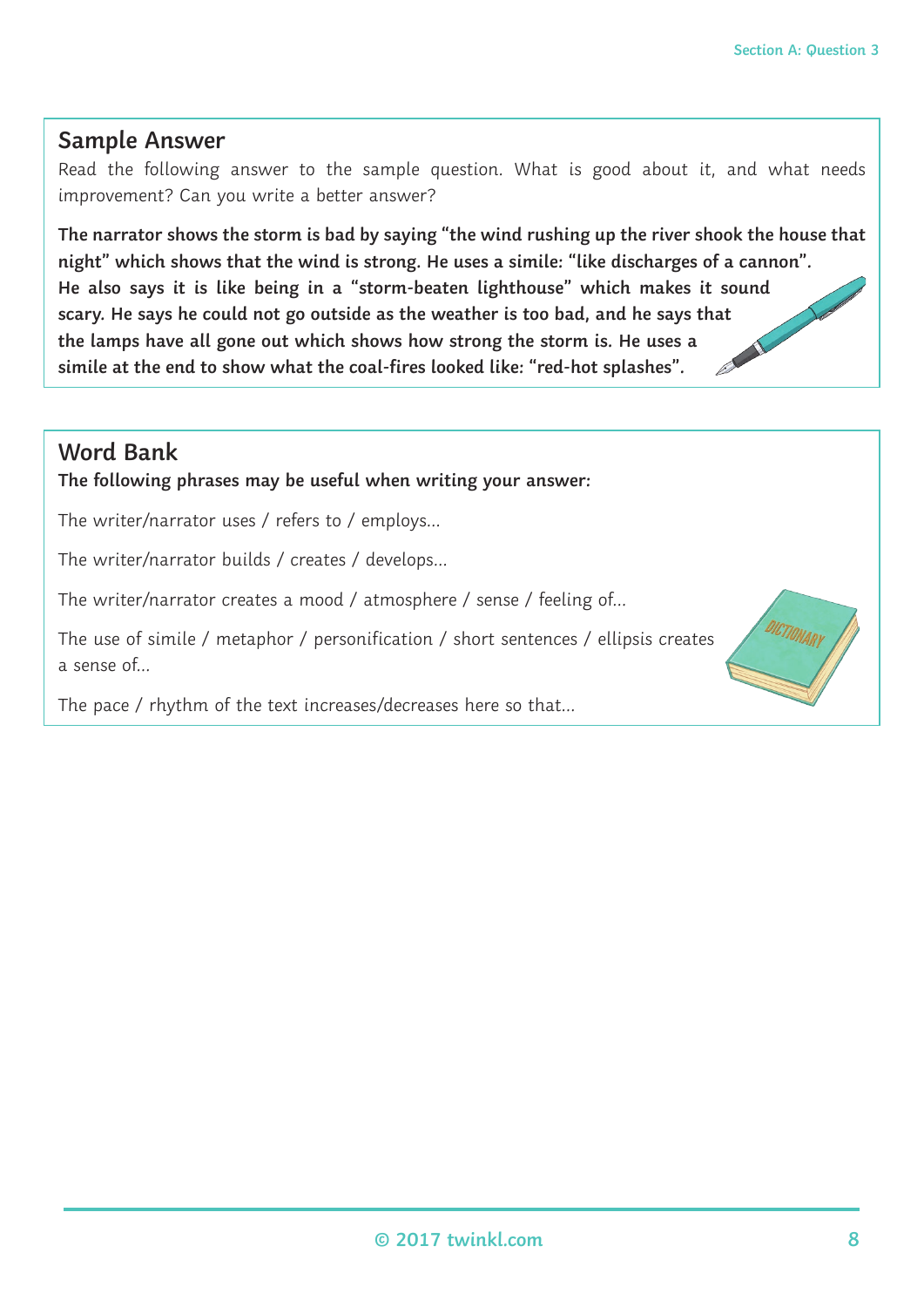## Sample Answer

Read the following answer to the sample question. What is good about it, and what needs improvement? Can you write a better answer?

**The narrator shows the storm is bad by saying "the wind rushing up the river shook the house that night" which shows that the wind is strong. He uses a simile: "like discharges of a cannon". He also says it is like being in a "storm-beaten lighthouse" which makes it sound scary. He says he could not go outside as the weather is too bad, and he says that the lamps have all gone out which shows how strong the storm is. He uses a simile at the end to show what the coal-fires looked like: "red-hot splashes".**

## Word Bank

**The following phrases may be useful when writing your answer:**

The writer/narrator uses / refers to / employs...

The writer/narrator builds / creates / develops...

The writer/narrator creates a mood / atmosphere / sense / feeling of...

The use of simile / metaphor / personification / short sentences / ellipsis creates a sense of...

The pace / rhythm of the text increases/decreases here so that...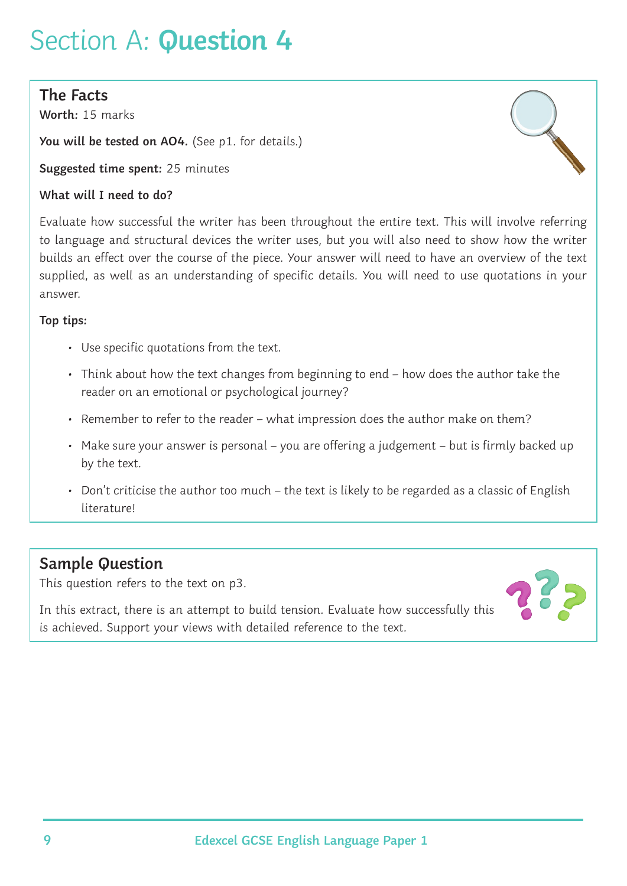# Section A: **Question 4**

## The Facts

**Worth:** 15 marks

**You will be tested on AO4.** (See p1. for details.)

**Suggested time spent:** 25 minutes

**What will I need to do?**

Evaluate how successful the writer has been throughout the entire text. This will involve referring to language and structural devices the writer uses, but you will also need to show how the writer builds an effect over the course of the piece. Your answer will need to have an overview of the text supplied, as well as an understanding of specific details. You will need to use quotations in your answer.

**Top tips:**

- Use specific quotations from the text.
- Think about how the text changes from beginning to end – how does the author take the reader on an emotional or psychological journey?
- Remember to refer to the reader – what impression does the author make on them?
- Make sure your answer is personal – you are offering a judgement – but is firmly backed up by the text.
- Don't criticise the author too much – the text is likely to be regarded as a classic of English literature!

## Sample Question

This question refers to the text on p3.

In this extract, there is an attempt to build tension. Evaluate how successfully this is achieved. Support your views with detailed reference to the text.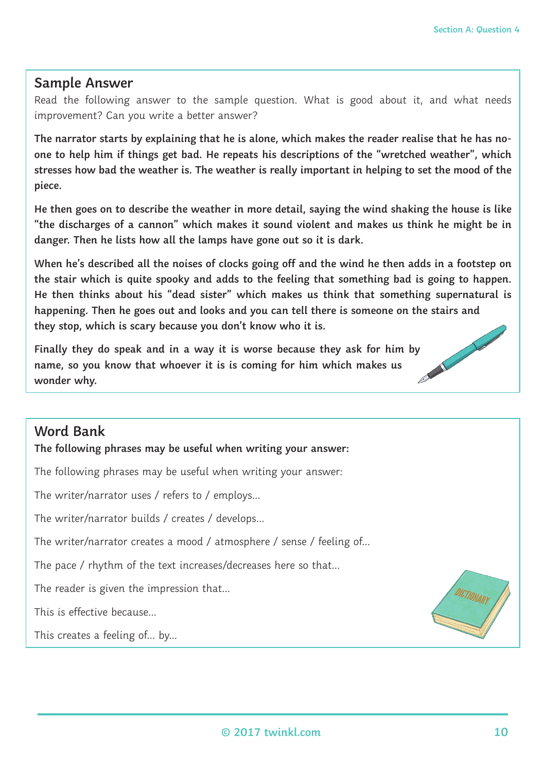## Sample Answer

Read the following answer to the sample question. What is good about it, and what needs improvement? Can you write a better answer?

**The narrator starts by explaining that he is alone, which makes the reader realise that he has no-one to help him if things get bad. He repeats his descriptions of the "wretched weather", which stresses how bad the weather is. The weather is really important in helping to set the mood of the piece.**

**He then goes on to describe the weather in more detail, saying the wind shaking the house is like "the discharges of a cannon" which makes it sound violent and makes us think he might be in danger. Then he lists how all the lamps have gone out so it is dark.**

**When he's described all the noises of clocks going off and the wind he then adds in a footstep on the stair which is quite spooky and adds to the feeling that something bad is going to happen. He then thinks about his "dead sister" which makes us think that something supernatural is happening. Then he goes out and looks and you can tell there is someone on the stairs and they stop, which is scary because you don't know who it is.**

**Finally they do speak and in a way it is worse because they ask for him by name, so you know that whoever it is is coming for him which makes us wonder why.**

## Word Bank

**The following phrases may be useful when writing your answer:**

The following phrases may be useful when writing your answer:

The writer/narrator uses / refers to / employs...

The writer/narrator builds / creates / develops...

The writer/narrator creates a mood / atmosphere / sense / feeling of...

The pace / rhythm of the text increases/decreases here so that...

The reader is given the impression that...

This is effective because...

This creates a feeling of... by...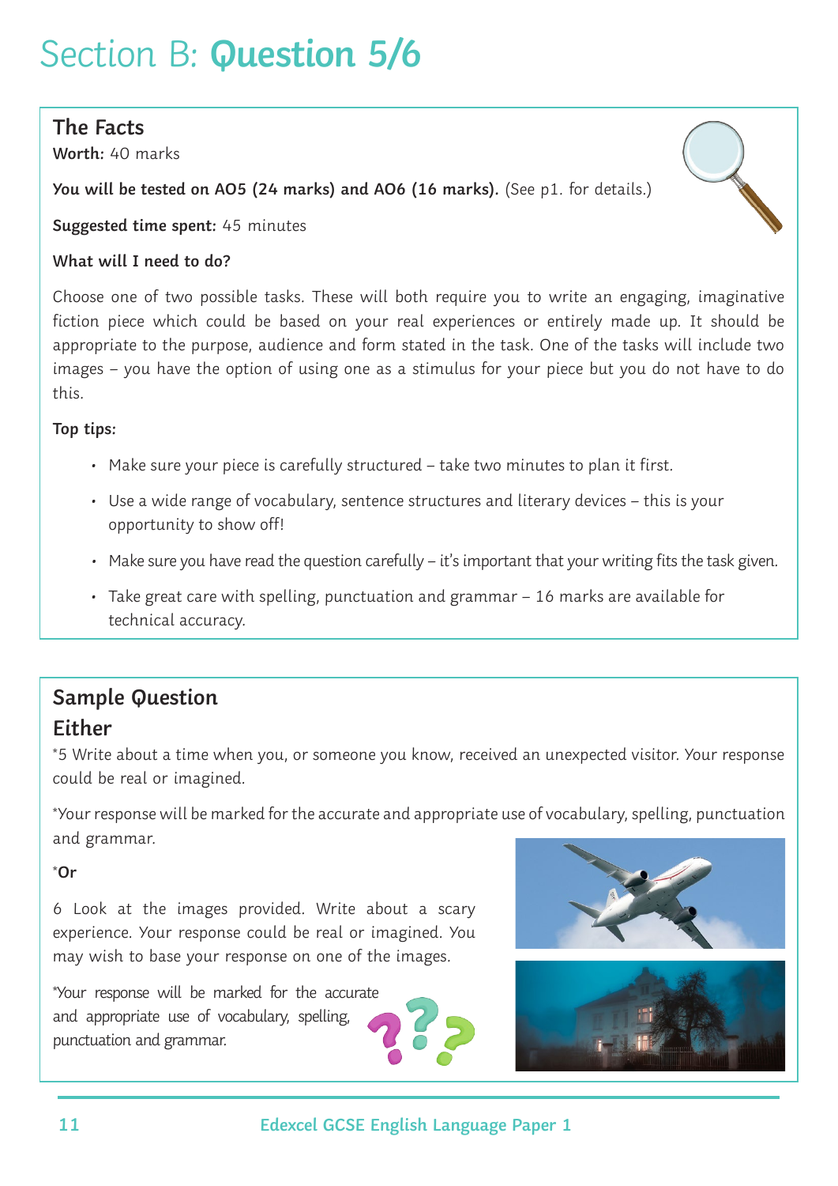# Section B: **Question 5/6**

## The Facts

**Worth:** 40 marks

**You will be tested on AO5 (24 marks) and AO6 (16 marks).** (See p1. for details.)

**Suggested time spent:** 45 minutes

**What will I need to do?**

Choose one of two possible tasks. These will both require you to write an engaging, imaginative fiction piece which could be based on your real experiences or entirely made up. It should be appropriate to the purpose, audience and form stated in the task. One of the tasks will include two images – you have the option of using one as a stimulus for your piece but you do not have to do this.

**Top tips:**

- Make sure your piece is carefully structured – take two minutes to plan it first.
- Use a wide range of vocabulary, sentence structures and literary devices – this is your opportunity to show off!
- Make sure you have read the question carefully – it's important that your writing fits the task given.
- Take great care with spelling, punctuation and grammar – 16 marks are available for technical accuracy.

## Sample Question

### Either

*5 Write about a time when you, or someone you know, received an unexpected visitor. Your response could be real or imagined.

*Your response will be marked for the accurate and appropriate use of vocabulary, spelling, punctuation and grammar.

***Or**

6 Look at the images provided. Write about a scary experience. Your response could be real or imagined. You may wish to base your response on one of the images.

*Your response will be marked for the accurate and appropriate use of vocabulary, spelling, punctuation and grammar.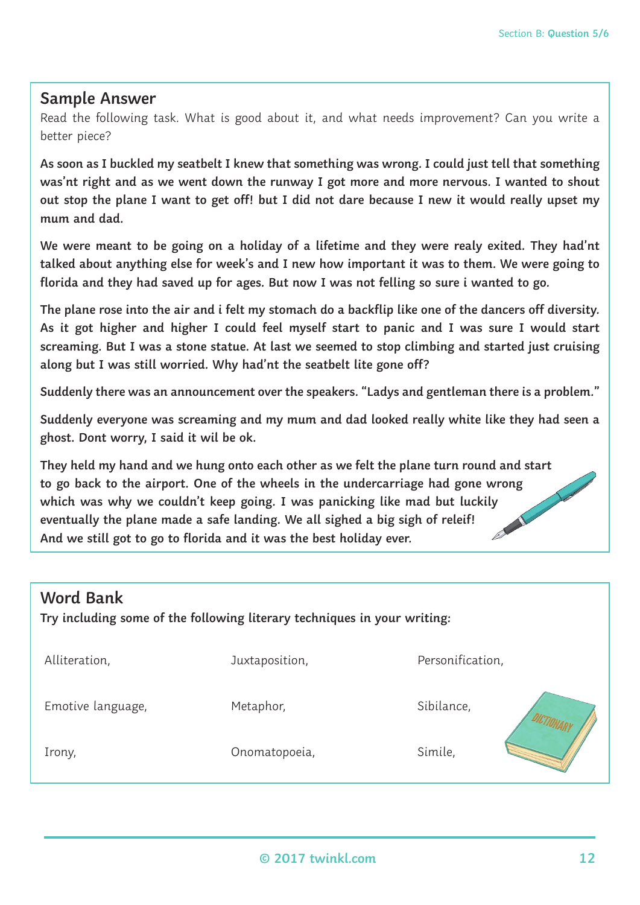## Sample Answer

Read the following task. What is good about it, and what needs improvement? Can you write a better piece?

**As soon as I buckled my seatbelt I knew that something was wrong. I could just tell that something was'nt right and as we went down the runway I got more and more nervous. I wanted to shout out stop the plane I want to get off! but I did not dare because I new it would really upset my mum and dad.**

**We were meant to be going on a holiday of a lifetime and they were realy exited. They had'nt talked about anything else for week's and I new how important it was to them. We were going to florida and they had saved up for ages. But now I was not felling so sure i wanted to go.**

**The plane rose into the air and i felt my stomach do a backflip like one of the dancers off diversity. As it got higher and higher I could feel myself start to panic and I was sure I would start screaming. But I was a stone statue. At last we seemed to stop climbing and started just cruising along but I was still worried. Why had'nt the seatbelt lite gone off?**

**Suddenly there was an announcement over the speakers. "Ladys and gentleman there is a problem."**

**Suddenly everyone was screaming and my mum and dad looked really white like they had seen a ghost. Dont worry, I said it wil be ok.**

**They held my hand and we hung onto each other as we felt the plane turn round and start to go back to the airport. One of the wheels in the undercarriage had gone wrong which was why we couldn't keep going. I was panicking like mad but luckily eventually the plane made a safe landing. We all sighed a big sigh of releif! And we still got to go to florida and it was the best holiday ever.**

## Word Bank

**Try including some of the following literary techniques in your writing:**

| | | |
|---|---|---|
| Alliteration, | Juxtaposition, | Personification, |
| Emotive language, | Metaphor, | Sibilance, |
| Irony, | Onomatopoeia, | Simile, |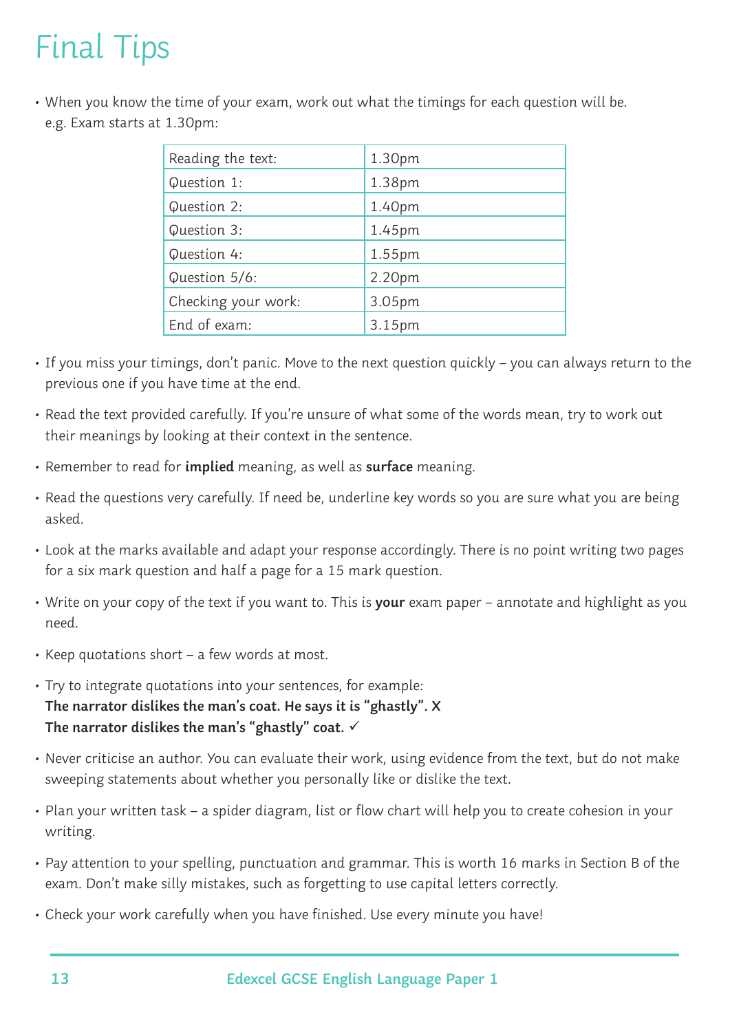# Final Tips

- When you know the time of your exam, work out what the timings for each question will be.
  e.g. Exam starts at 1.30pm:

| Reading the text: | 1.30pm |
|---|---|
| Question 1: | 1.38pm |
| Question 2: | 1.40pm |
| Question 3: | 1.45pm |
| Question 4: | 1.55pm |
| Question 5/6: | 2.20pm |
| Checking your work: | 3.05pm |
| End of exam: | 3.15pm |

- If you miss your timings, don't panic. Move to the next question quickly – you can always return to the previous one if you have time at the end.
- Read the text provided carefully. If you're unsure of what some of the words mean, try to work out their meanings by looking at their context in the sentence.
- Remember to read for **implied** meaning, as well as **surface** meaning.
- Read the questions very carefully. If need be, underline key words so you are sure what you are being asked.
- Look at the marks available and adapt your response accordingly. There is no point writing two pages for a six mark question and half a page for a 15 mark question.
- Write on your copy of the text if you want to. This is **your** exam paper – annotate and highlight as you need.
- Keep quotations short – a few words at most.
- Try to integrate quotations into your sentences, for example:
  **The narrator dislikes the man's coat. He says it is "ghastly". X**
  **The narrator dislikes the man's "ghastly" coat. ✓**
- Never criticise an author. You can evaluate their work, using evidence from the text, but do not make sweeping statements about whether you personally like or dislike the text.
- Plan your written task – a spider diagram, list or flow chart will help you to create cohesion in your writing.
- Pay attention to your spelling, punctuation and grammar. This is worth 16 marks in Section B of the exam. Don't make silly mistakes, such as forgetting to use capital letters correctly.
- Check your work carefully when you have finished. Use every minute you have!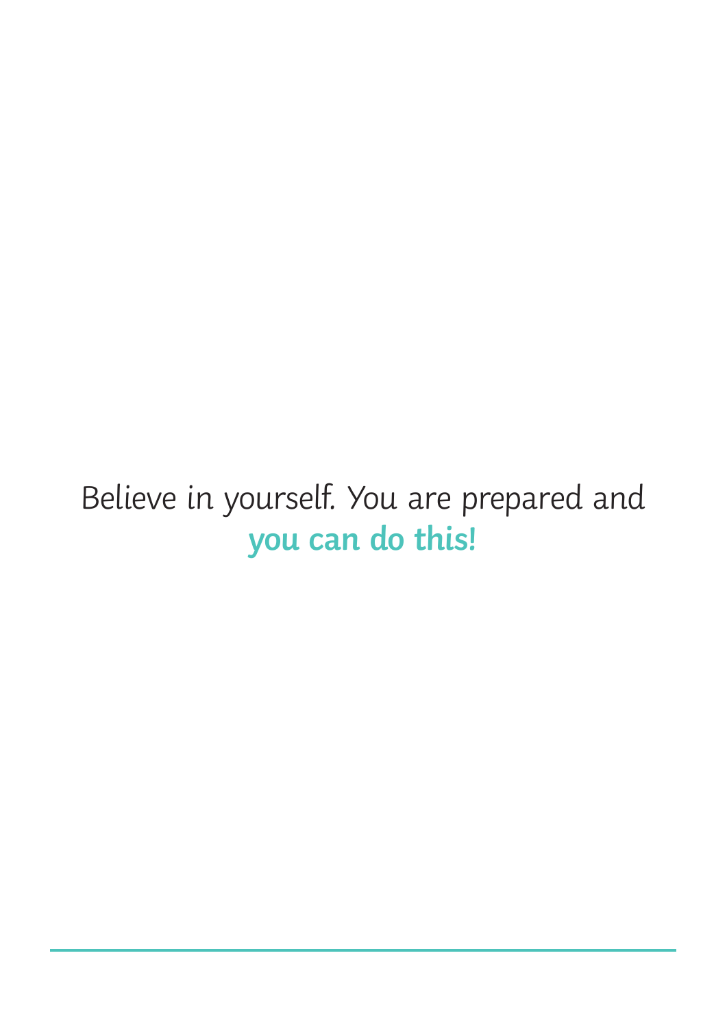Believe in yourself. You are prepared and **you can do this!**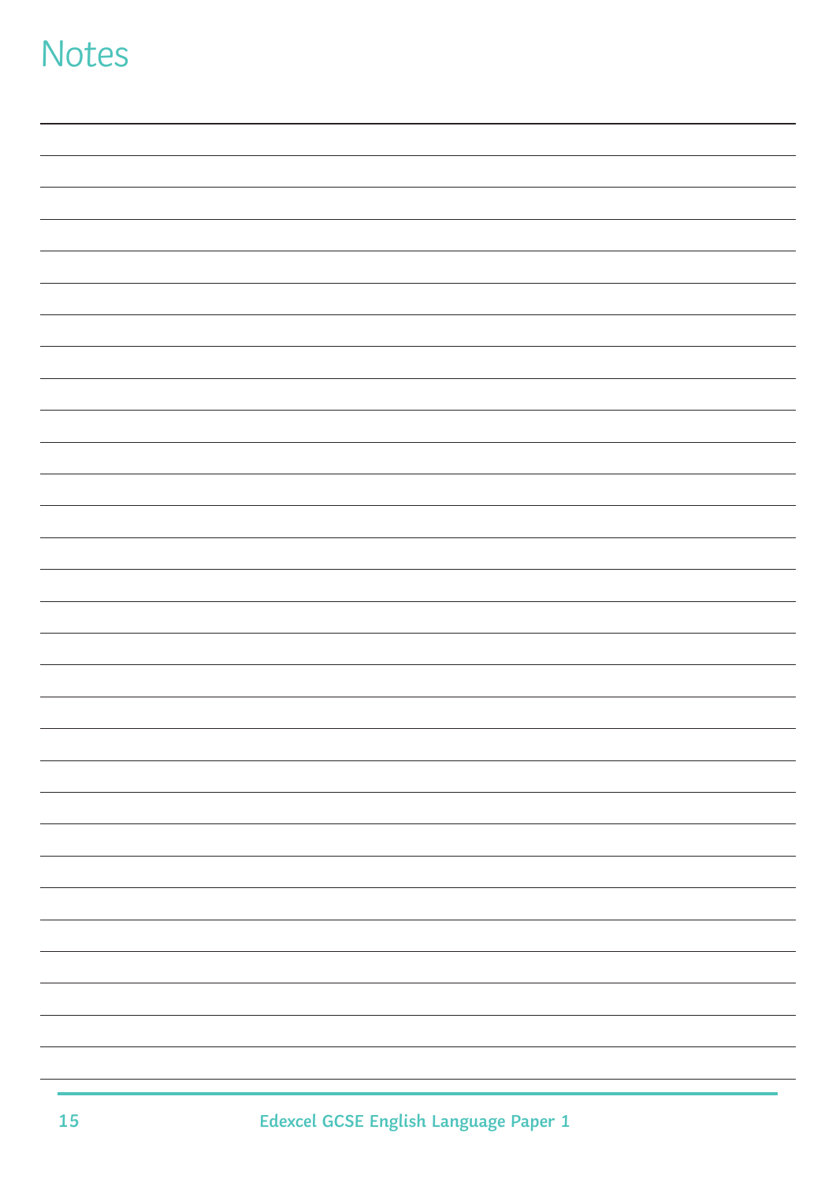# Notes